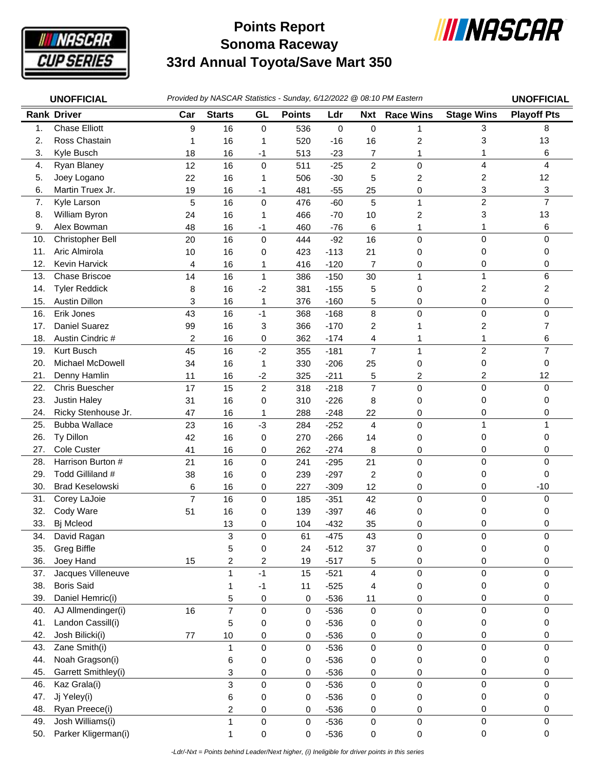# Points Report
# Sonoma Raceway
# 33rd Annual Toyota/Save Mart 350

**UNOFFICIAL** *Provided by NASCAR Statistics - Sunday, 6/12/2022 @ 08:10 PM Eastern* **UNOFFICIAL**

| Rank | Driver | Car | Starts | GL | Points | Ldr | Nxt | Race Wins | Stage Wins | Playoff Pts |
|---|---|---|---|---|---|---|---|---|---|---|
| 1. | Chase Elliott | 9 | 16 | 0 | 536 | 0 | 0 | 1 | 3 | 8 |
| 2. | Ross Chastain | 1 | 16 | 1 | 520 | -16 | 16 | 2 | 3 | 13 |
| 3. | Kyle Busch | 18 | 16 | -1 | 513 | -23 | 7 | 1 | 1 | 6 |
| 4. | Ryan Blaney | 12 | 16 | 0 | 511 | -25 | 2 | 0 | 4 | 4 |
| 5. | Joey Logano | 22 | 16 | 1 | 506 | -30 | 5 | 2 | 2 | 12 |
| 6. | Martin Truex Jr. | 19 | 16 | -1 | 481 | -55 | 25 | 0 | 3 | 3 |
| 7. | Kyle Larson | 5 | 16 | 0 | 476 | -60 | 5 | 1 | 2 | 7 |
| 8. | William Byron | 24 | 16 | 1 | 466 | -70 | 10 | 2 | 3 | 13 |
| 9. | Alex Bowman | 48 | 16 | -1 | 460 | -76 | 6 | 1 | 1 | 6 |
| 10. | Christopher Bell | 20 | 16 | 0 | 444 | -92 | 16 | 0 | 0 | 0 |
| 11. | Aric Almirola | 10 | 16 | 0 | 423 | -113 | 21 | 0 | 0 | 0 |
| 12. | Kevin Harvick | 4 | 16 | 1 | 416 | -120 | 7 | 0 | 0 | 0 |
| 13. | Chase Briscoe | 14 | 16 | 1 | 386 | -150 | 30 | 1 | 1 | 6 |
| 14. | Tyler Reddick | 8 | 16 | -2 | 381 | -155 | 5 | 0 | 2 | 2 |
| 15. | Austin Dillon | 3 | 16 | 1 | 376 | -160 | 5 | 0 | 0 | 0 |
| 16. | Erik Jones | 43 | 16 | -1 | 368 | -168 | 8 | 0 | 0 | 0 |
| 17. | Daniel Suarez | 99 | 16 | 3 | 366 | -170 | 2 | 1 | 2 | 7 |
| 18. | Austin Cindric # | 2 | 16 | 0 | 362 | -174 | 4 | 1 | 1 | 6 |
| 19. | Kurt Busch | 45 | 16 | -2 | 355 | -181 | 7 | 1 | 2 | 7 |
| 20. | Michael McDowell | 34 | 16 | 1 | 330 | -206 | 25 | 0 | 0 | 0 |
| 21. | Denny Hamlin | 11 | 16 | -2 | 325 | -211 | 5 | 2 | 2 | 12 |
| 22. | Chris Buescher | 17 | 15 | 2 | 318 | -218 | 7 | 0 | 0 | 0 |
| 23. | Justin Haley | 31 | 16 | 0 | 310 | -226 | 8 | 0 | 0 | 0 |
| 24. | Ricky Stenhouse Jr. | 47 | 16 | 1 | 288 | -248 | 22 | 0 | 0 | 0 |
| 25. | Bubba Wallace | 23 | 16 | -3 | 284 | -252 | 4 | 0 | 1 | 1 |
| 26. | Ty Dillon | 42 | 16 | 0 | 270 | -266 | 14 | 0 | 0 | 0 |
| 27. | Cole Custer | 41 | 16 | 0 | 262 | -274 | 8 | 0 | 0 | 0 |
| 28. | Harrison Burton # | 21 | 16 | 0 | 241 | -295 | 21 | 0 | 0 | 0 |
| 29. | Todd Gilliland # | 38 | 16 | 0 | 239 | -297 | 2 | 0 | 0 | 0 |
| 30. | Brad Keselowski | 6 | 16 | 0 | 227 | -309 | 12 | 0 | 0 | -10 |
| 31. | Corey LaJoie | 7 | 16 | 0 | 185 | -351 | 42 | 0 | 0 | 0 |
| 32. | Cody Ware | 51 | 16 | 0 | 139 | -397 | 46 | 0 | 0 | 0 |
| 33. | Bj Mcleod | | 13 | 0 | 104 | -432 | 35 | 0 | 0 | 0 |
| 34. | David Ragan | | 3 | 0 | 61 | -475 | 43 | 0 | 0 | 0 |
| 35. | Greg Biffle | | 5 | 0 | 24 | -512 | 37 | 0 | 0 | 0 |
| 36. | Joey Hand | 15 | 2 | 2 | 19 | -517 | 5 | 0 | 0 | 0 |
| 37. | Jacques Villeneuve | | 1 | -1 | 15 | -521 | 4 | 0 | 0 | 0 |
| 38. | Boris Said | | 1 | -1 | 11 | -525 | 4 | 0 | 0 | 0 |
| 39. | Daniel Hemric(i) | | 5 | 0 | 0 | -536 | 11 | 0 | 0 | 0 |
| 40. | AJ Allmendinger(i) | 16 | 7 | 0 | 0 | -536 | 0 | 0 | 0 | 0 |
| 41. | Landon Cassill(i) | | 5 | 0 | 0 | -536 | 0 | 0 | 0 | 0 |
| 42. | Josh Bilicki(i) | 77 | 10 | 0 | 0 | -536 | 0 | 0 | 0 | 0 |
| 43. | Zane Smith(i) | | 1 | 0 | 0 | -536 | 0 | 0 | 0 | 0 |
| 44. | Noah Gragson(i) | | 6 | 0 | 0 | -536 | 0 | 0 | 0 | 0 |
| 45. | Garrett Smithley(i) | | 3 | 0 | 0 | -536 | 0 | 0 | 0 | 0 |
| 46. | Kaz Grala(i) | | 3 | 0 | 0 | -536 | 0 | 0 | 0 | 0 |
| 47. | Jj Yeley(i) | | 6 | 0 | 0 | -536 | 0 | 0 | 0 | 0 |
| 48. | Ryan Preece(i) | | 2 | 0 | 0 | -536 | 0 | 0 | 0 | 0 |
| 49. | Josh Williams(i) | | 1 | 0 | 0 | -536 | 0 | 0 | 0 | 0 |
| 50. | Parker Kligerman(i) | | 1 | 0 | 0 | -536 | 0 | 0 | 0 | 0 |

*-Ldr/-Nxt = Points behind Leader/Next higher, (i) Ineligible for driver points in this series*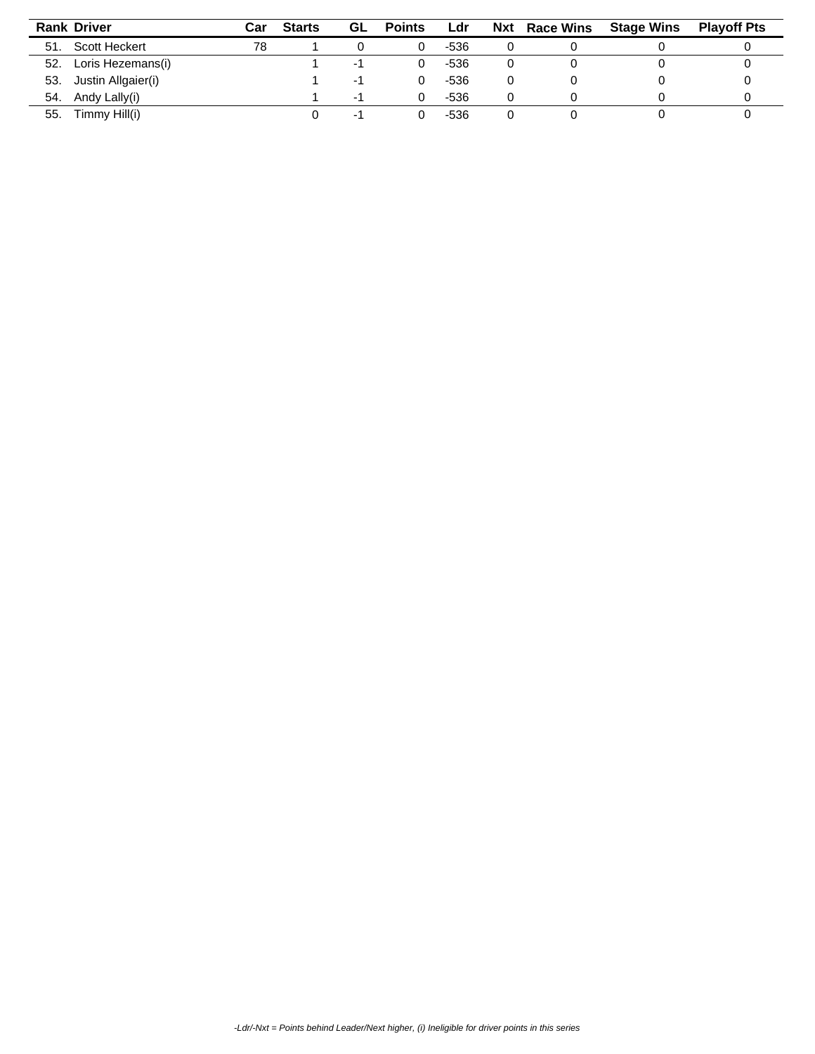| Rank | Driver | Car | Starts | GL | Points | Ldr | Nxt | Race Wins | Stage Wins | Playoff Pts |
|---|---|---|---|---|---|---|---|---|---|---|
| 51. | Scott Heckert | 78 | 1 | 0 | 0 | -536 | 0 | 0 | 0 | 0 |
| 52. | Loris Hezemans(i) | | 1 | -1 | 0 | -536 | 0 | 0 | 0 | 0 |
| 53. | Justin Allgaier(i) | | 1 | -1 | 0 | -536 | 0 | 0 | 0 | 0 |
| 54. | Andy Lally(i) | | 1 | -1 | 0 | -536 | 0 | 0 | 0 | 0 |
| 55. | Timmy Hill(i) | | 0 | -1 | 0 | -536 | 0 | 0 | 0 | 0 |

*-Ldr/-Nxt = Points behind Leader/Next higher, (i) Ineligible for driver points in this series*